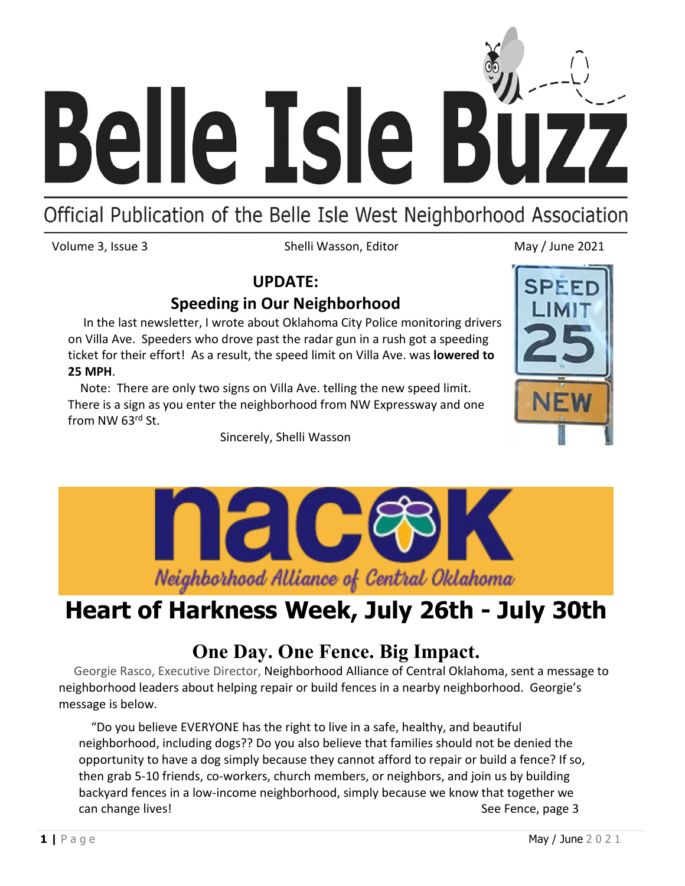# Belle Isle Buzz

Official Publication of the Belle Isle West Neighborhood Association

Volume 3, Issue 3 | Shelli Wasson, Editor | May / June 2021

## UPDATE:
## Speeding in Our Neighborhood

In the last newsletter, I wrote about Oklahoma City Police monitoring drivers on Villa Ave. Speeders who drove past the radar gun in a rush got a speeding ticket for their effort! As a result, the speed limit on Villa Ave. was **lowered to 25 MPH**.

Note: There are only two signs on Villa Ave. telling the new speed limit. There is a sign as you enter the neighborhood from NW Expressway and one from NW 63rd St.

Sincerely, Shelli Wasson

nacok
*Neighborhood Alliance of Central Oklahoma*

# Heart of Harkness Week, July 26th - July 30th

## One Day. One Fence. Big Impact.

Georgie Rasco, Executive Director, Neighborhood Alliance of Central Oklahoma, sent a message to neighborhood leaders about helping repair or build fences in a nearby neighborhood. Georgie's message is below.

"Do you believe EVERYONE has the right to live in a safe, healthy, and beautiful neighborhood, including dogs?? Do you also believe that families should not be denied the opportunity to have a dog simply because they cannot afford to repair or build a fence? If so, then grab 5-10 friends, co-workers, church members, or neighbors, and join us by building backyard fences in a low-income neighborhood, simply because we know that together we can change lives!

See Fence, page 3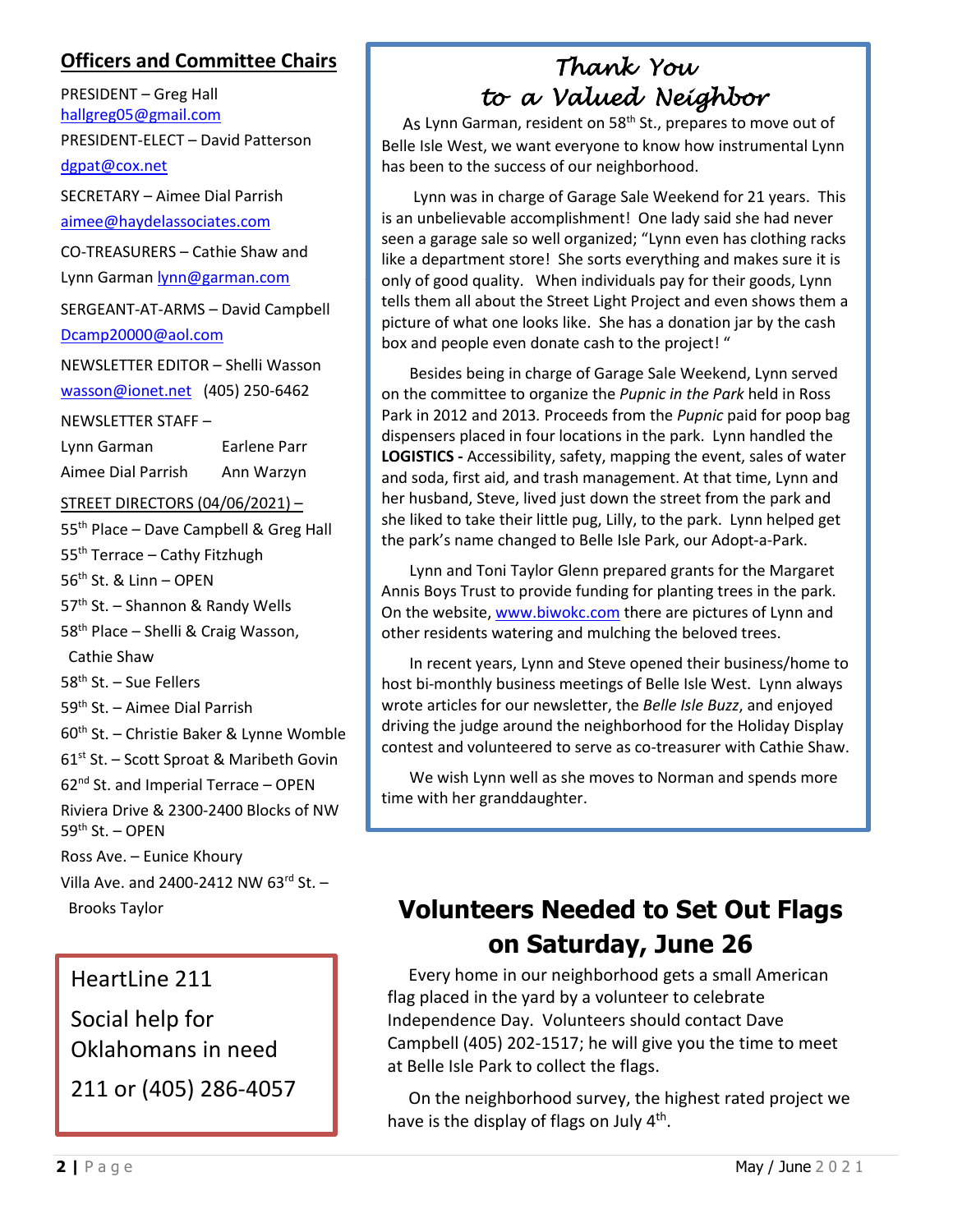## Officers and Committee Chairs

PRESIDENT – Greg Hall
hallgreg05@gmail.com

PRESIDENT-ELECT – David Patterson
dgpat@cox.net

SECRETARY – Aimee Dial Parrish
aimee@haydelassociates.com

CO-TREASURERS – Cathie Shaw and Lynn Garman lynn@garman.com

SERGEANT-AT-ARMS – David Campbell
Dcamp20000@aol.com

NEWSLETTER EDITOR – Shelli Wasson
wasson@ionet.net (405) 250-6462

NEWSLETTER STAFF –

Lynn Garman — Earlene Parr
Aimee Dial Parrish — Ann Warzyn

STREET DIRECTORS (04/06/2021) –

55th Place – Dave Campbell & Greg Hall
55th Terrace – Cathy Fitzhugh
56th St. & Linn – OPEN
57th St. – Shannon & Randy Wells
58th Place – Shelli & Craig Wasson, Cathie Shaw
58th St. – Sue Fellers
59th St. – Aimee Dial Parrish
60th St. – Christie Baker & Lynne Womble
61st St. – Scott Sproat & Maribeth Govin
62nd St. and Imperial Terrace – OPEN
Riviera Drive & 2300-2400 Blocks of NW 59th St. – OPEN
Ross Ave. – Eunice Khoury
Villa Ave. and 2400-2412 NW 63rd St. – Brooks Taylor

HeartLine 211

Social help for Oklahomans in need

211 or (405) 286-4057

## Thank You to a Valued Neighbor

As Lynn Garman, resident on 58th St., prepares to move out of Belle Isle West, we want everyone to know how instrumental Lynn has been to the success of our neighborhood.

Lynn was in charge of Garage Sale Weekend for 21 years. This is an unbelievable accomplishment! One lady said she had never seen a garage sale so well organized; "Lynn even has clothing racks like a department store! She sorts everything and makes sure it is only of good quality. When individuals pay for their goods, Lynn tells them all about the Street Light Project and even shows them a picture of what one looks like. She has a donation jar by the cash box and people even donate cash to the project! "

Besides being in charge of Garage Sale Weekend, Lynn served on the committee to organize the *Pupnic in the Park* held in Ross Park in 2012 and 2013. Proceeds from the *Pupnic* paid for poop bag dispensers placed in four locations in the park. Lynn handled the **LOGISTICS -** Accessibility, safety, mapping the event, sales of water and soda, first aid, and trash management. At that time, Lynn and her husband, Steve, lived just down the street from the park and she liked to take their little pug, Lilly, to the park. Lynn helped get the park's name changed to Belle Isle Park, our Adopt-a-Park.

Lynn and Toni Taylor Glenn prepared grants for the Margaret Annis Boys Trust to provide funding for planting trees in the park. On the website, www.biwokc.com there are pictures of Lynn and other residents watering and mulching the beloved trees.

In recent years, Lynn and Steve opened their business/home to host bi-monthly business meetings of Belle Isle West. Lynn always wrote articles for our newsletter, the *Belle Isle Buzz*, and enjoyed driving the judge around the neighborhood for the Holiday Display contest and volunteered to serve as co-treasurer with Cathie Shaw.

We wish Lynn well as she moves to Norman and spends more time with her granddaughter.

## Volunteers Needed to Set Out Flags on Saturday, June 26

Every home in our neighborhood gets a small American flag placed in the yard by a volunteer to celebrate Independence Day. Volunteers should contact Dave Campbell (405) 202-1517; he will give you the time to meet at Belle Isle Park to collect the flags.

On the neighborhood survey, the highest rated project we have is the display of flags on July 4th.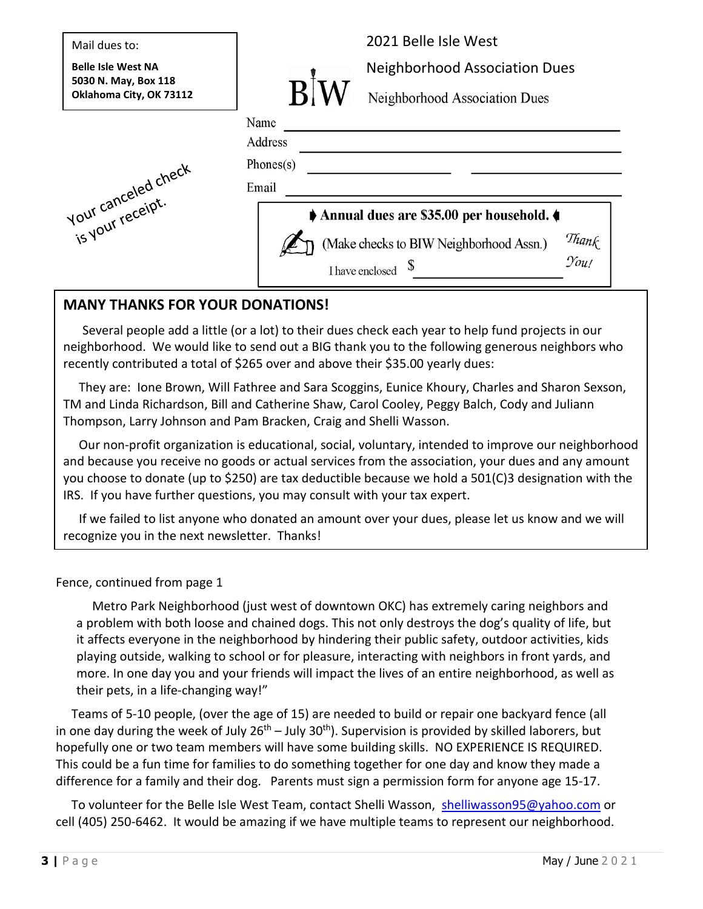Mail dues to:

**Belle Isle West NA**
**5030 N. May, Box 118**
**Oklahoma City, OK 73112**

2021 Belle Isle West

Neighborhood Association Dues

BIW Neighborhood Association Dues

Name \_\_\_\_\_\_\_\_\_\_\_\_\_\_\_\_\_\_\_\_\_\_\_\_\_\_\_\_\_\_\_\_\_\_\_\_\_\_\_\_

Address \_\_\_\_\_\_\_\_\_\_\_\_\_\_\_\_\_\_\_\_\_\_\_\_\_\_\_\_\_\_\_\_\_\_\_\_\_\_\_\_

Phones(s) \_\_\_\_\_\_\_\_\_\_\_\_\_\_\_\_\_\_ \_\_\_\_\_\_\_\_\_\_\_\_\_\_\_\_\_\_

Email \_\_\_\_\_\_\_\_\_\_\_\_\_\_\_\_\_\_\_\_\_\_\_\_\_\_\_\_\_\_\_\_\_\_\_\_\_\_\_\_

Your canceled check is your receipt.

**Annual dues are $35.00 per household.**

(Make checks to BIW Neighborhood Assn.)

I have enclosed $ \_\_\_\_\_\_\_\_\_\_\_\_\_\_\_\_\_\_

*Thank You!*

## MANY THANKS FOR YOUR DONATIONS!

Several people add a little (or a lot) to their dues check each year to help fund projects in our neighborhood. We would like to send out a BIG thank you to the following generous neighbors who recently contributed a total of $265 over and above their $35.00 yearly dues:

They are: Ione Brown, Will Fathree and Sara Scoggins, Eunice Khoury, Charles and Sharon Sexson, TM and Linda Richardson, Bill and Catherine Shaw, Carol Cooley, Peggy Balch, Cody and Juliann Thompson, Larry Johnson and Pam Bracken, Craig and Shelli Wasson.

Our non-profit organization is educational, social, voluntary, intended to improve our neighborhood and because you receive no goods or actual services from the association, your dues and any amount you choose to donate (up to $250) are tax deductible because we hold a 501(C)3 designation with the IRS. If you have further questions, you may consult with your tax expert.

If we failed to list anyone who donated an amount over your dues, please let us know and we will recognize you in the next newsletter. Thanks!

Fence, continued from page 1

Metro Park Neighborhood (just west of downtown OKC) has extremely caring neighbors and a problem with both loose and chained dogs. This not only destroys the dog's quality of life, but it affects everyone in the neighborhood by hindering their public safety, outdoor activities, kids playing outside, walking to school or for pleasure, interacting with neighbors in front yards, and more. In one day you and your friends will impact the lives of an entire neighborhood, as well as their pets, in a life-changing way!"

Teams of 5-10 people, (over the age of 15) are needed to build or repair one backyard fence (all in one day during the week of July 26th – July 30th). Supervision is provided by skilled laborers, but hopefully one or two team members will have some building skills. NO EXPERIENCE IS REQUIRED. This could be a fun time for families to do something together for one day and know they made a difference for a family and their dog. Parents must sign a permission form for anyone age 15-17.

To volunteer for the Belle Isle West Team, contact Shelli Wasson, shelliwasson95@yahoo.com or cell (405) 250-6462. It would be amazing if we have multiple teams to represent our neighborhood.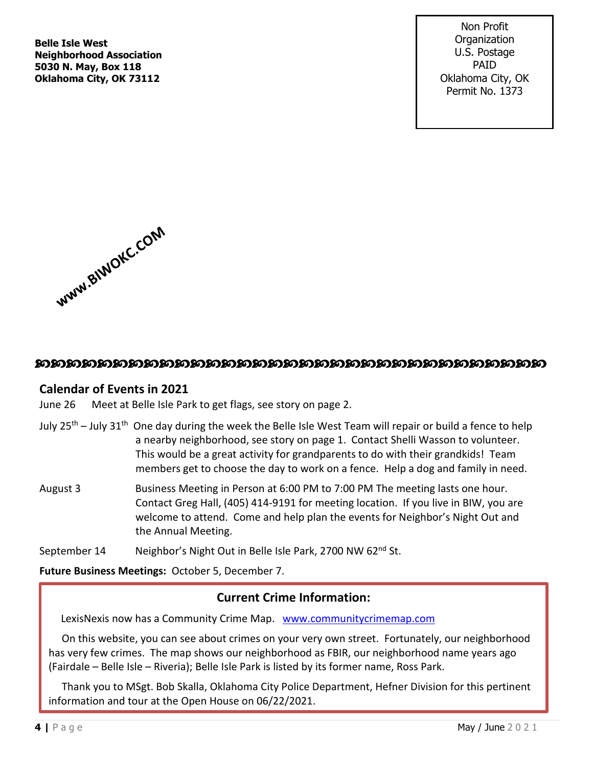**Belle Isle West Neighborhood Association**
**5030 N. May, Box 118**
**Oklahoma City, OK 73112**

Non Profit Organization
U.S. Postage
PAID
Oklahoma City, OK
Permit No. 1373

WWW.BIWOKC.COM

## Calendar of Events in 2021

June 26 Meet at Belle Isle Park to get flags, see story on page 2.

July 25th – July 31st One day during the week the Belle Isle West Team will repair or build a fence to help a nearby neighborhood, see story on page 1. Contact Shelli Wasson to volunteer. This would be a great activity for grandparents to do with their grandkids! Team members get to choose the day to work on a fence. Help a dog and family in need.

August 3 Business Meeting in Person at 6:00 PM to 7:00 PM The meeting lasts one hour. Contact Greg Hall, (405) 414-9191 for meeting location. If you live in BIW, you are welcome to attend. Come and help plan the events for Neighbor's Night Out and the Annual Meeting.

September 14 Neighbor's Night Out in Belle Isle Park, 2700 NW 62nd St.

**Future Business Meetings:** October 5, December 7.

### Current Crime Information:

LexisNexis now has a Community Crime Map. www.communitycrimemap.com

On this website, you can see about crimes on your very own street. Fortunately, our neighborhood has very few crimes. The map shows our neighborhood as FBIR, our neighborhood name years ago (Fairdale – Belle Isle – Riveria); Belle Isle Park is listed by its former name, Ross Park.

Thank you to MSgt. Bob Skalla, Oklahoma City Police Department, Hefner Division for this pertinent information and tour at the Open House on 06/22/2021.